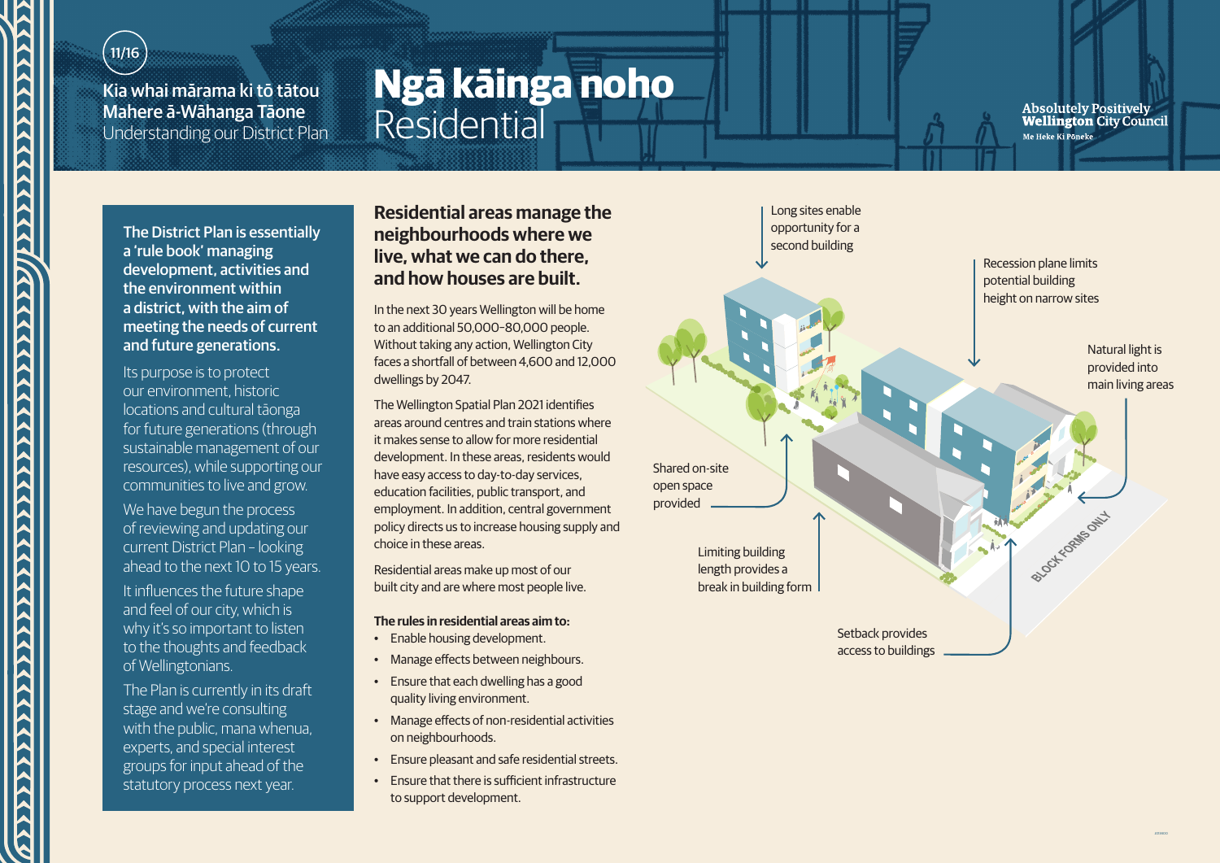Kia whai mārama ki tō tātou Mahere ā-Wāhanga Tāone
Understanding our District Plan

# Ngā kāinga noho
# Residential

Absolutely Positively **Wellington** City Council
Me Heke Ki Pōneke

**The District Plan is essentially a 'rule book' managing development, activities and the environment within a district, with the aim of meeting the needs of current and future generations.**

Its purpose is to protect our environment, historic locations and cultural tāonga for future generations (through sustainable management of our resources), while supporting our communities to live and grow.

We have begun the process of reviewing and updating our current District Plan – looking ahead to the next 10 to 15 years.

It influences the future shape and feel of our city, which is why it's so important to listen to the thoughts and feedback of Wellingtonians.

The Plan is currently in its draft stage and we're consulting with the public, mana whenua, experts, and special interest groups for input ahead of the statutory process next year.

## Residential areas manage the neighbourhoods where we live, what we can do there, and how houses are built.

In the next 30 years Wellington will be home to an additional 50,000–80,000 people. Without taking any action, Wellington City faces a shortfall of between 4,600 and 12,000 dwellings by 2047.

The Wellington Spatial Plan 2021 identifies areas around centres and train stations where it makes sense to allow for more residential development. In these areas, residents would have easy access to day-to-day services, education facilities, public transport, and employment. In addition, central government policy directs us to increase housing supply and choice in these areas.

Residential areas make up most of our built city and are where most people live.

**The rules in residential areas aim to:**

- Enable housing development.
- Manage effects between neighbours.
- Ensure that each dwelling has a good quality living environment.
- Manage effects of non-residential activities on neighbourhoods.
- Ensure pleasant and safe residential streets.
- Ensure that there is sufficient infrastructure to support development.

Long sites enable opportunity for a second building

Recession plane limits potential building height on narrow sites

Natural light is provided into main living areas

Shared on-site open space provided

Limiting building length provides a break in building form

Setback provides access to buildings

BLOCK FORMS ONLY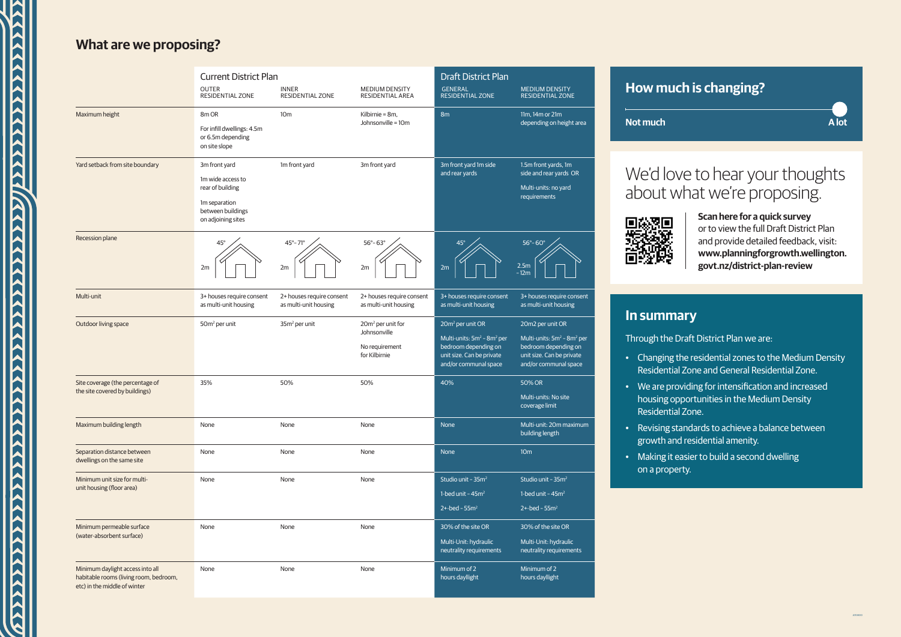## What are we proposing?

| | Current District Plan | | | Draft District Plan | |
|---|---|---|---|---|---|
| | OUTER RESIDENTIAL ZONE | INNER RESIDENTIAL ZONE | MEDIUM DENSITY RESIDENTIAL AREA | GENERAL RESIDENTIAL ZONE | MEDIUM DENSITY RESIDENTIAL ZONE |
| Maximum height | 8m OR<br>For infill dwellings: 4.5m or 6.5m depending on site slope | 10m | Kilbirnie = 8m, Johnsonville = 10m | 8m | 11m, 14m or 21m depending on height area |
| Yard setback from site boundary | 3m front yard<br>1m wide access to rear of building<br>1m separation between buildings on adjoining sites | 1m front yard | 3m front yard | 3m front yard 1m side and rear yards | 1.5m front yards, 1m side and rear yards OR<br>Multi-units: no yard requirements |
| Recession plane | 45°, 2m | 45°–71°, 2m | 56°–63°, 2m | 45°, 2m | 56°–60°, 2.5m – 12m |
| Multi-unit | 3+ houses require consent as multi-unit housing | 2+ houses require consent as multi-unit housing | 2+ houses require consent as multi-unit housing | 3+ houses require consent as multi-unit housing | 3+ houses require consent as multi-unit housing |
| Outdoor living space | 50m² per unit | 35m² per unit | 20m² per unit for Johnsonville<br>No requirement for Kilbirnie | 20m² per unit OR<br>Multi-units: 5m² - 8m² per bedroom depending on unit size. Can be private and/or communal space | 20m2 per unit OR<br>Multi-units: 5m² - 8m² per bedroom depending on unit size. Can be private and/or communal space |
| Site coverage (the percentage of the site covered by buildings) | 35% | 50% | 50% | 40% | 50% OR<br>Multi-units: No site coverage limit |
| Maximum building length | None | None | None | None | Multi-unit: 20m maximum building length |
| Separation distance between dwellings on the same site | None | None | None | None | 10m |
| Minimum unit size for multi-unit housing (floor area) | None | None | None | Studio unit – 35m²<br>1-bed unit – 45m²<br>2+-bed – 55m² | Studio unit – 35m²<br>1-bed unit – 45m²<br>2+-bed – 55m² |
| Minimum permeable surface (water-absorbent surface) | None | None | None | 30% of the site OR<br>Multi-Unit: hydraulic neutrality requirements | 30% of the site OR<br>Multi-Unit: hydraulic neutrality requirements |
| Minimum daylight access into all habitable rooms (living room, bedroom, etc) in the middle of winter | None | None | None | Minimum of 2 hours dayllight | Minimum of 2 hours dayllight |

## How much is changing?

Not much — A lot

# We'd love to hear your thoughts about what we're proposing.

**Scan here for a quick survey** or to view the full Draft District Plan and provide detailed feedback, visit: **www.planningforgrowth.wellington.govt.nz/district-plan-review**

## In summary

Through the Draft District Plan we are:

- Changing the residential zones to the Medium Density Residential Zone and General Residential Zone.
- We are providing for intensification and increased housing opportunities in the Medium Density Residential Zone.
- Revising standards to achieve a balance between growth and residential amenity.
- Making it easier to build a second dwelling on a property.